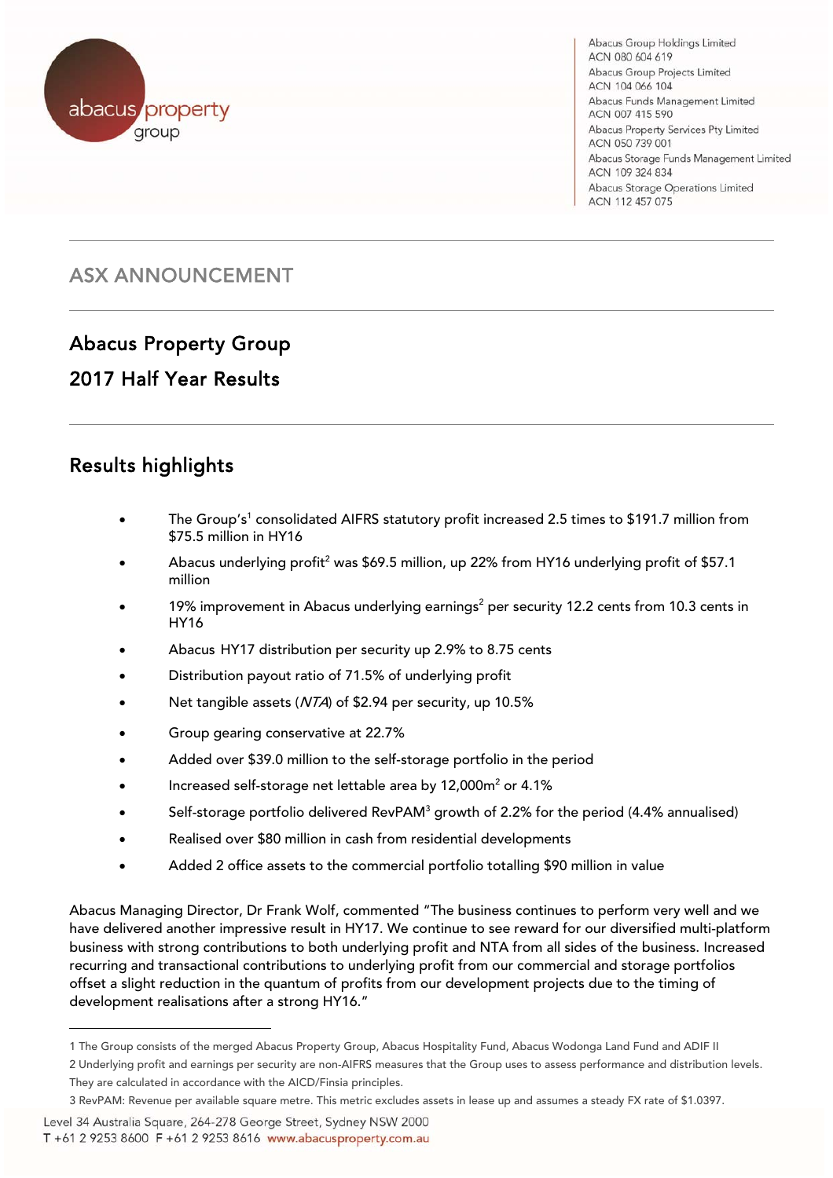Abacus Group Holdings Limited
ACN 080 604 619
Abacus Group Projects Limited
ACN 104 066 104
Abacus Funds Management Limited
ACN 007 415 590
Abacus Property Services Pty Limited
ACN 050 739 001
Abacus Storage Funds Management Limited
ACN 109 324 834
Abacus Storage Operations Limited
ACN 112 457 075

## ASX ANNOUNCEMENT

# Abacus Property Group

# 2017 Half Year Results

## Results highlights

- The Group's[1] consolidated AIFRS statutory profit increased 2.5 times to $191.7 million from $75.5 million in HY16
- Abacus underlying profit[2] was $69.5 million, up 22% from HY16 underlying profit of $57.1 million
- 19% improvement in Abacus underlying earnings[2] per security 12.2 cents from 10.3 cents in HY16
- Abacus HY17 distribution per security up 2.9% to 8.75 cents
- Distribution payout ratio of 71.5% of underlying profit
- Net tangible assets (*NTA*) of $2.94 per security, up 10.5%
- Group gearing conservative at 22.7%
- Added over $39.0 million to the self-storage portfolio in the period
- Increased self-storage net lettable area by 12,000m² or 4.1%
- Self-storage portfolio delivered RevPAM[3] growth of 2.2% for the period (4.4% annualised)
- Realised over $80 million in cash from residential developments
- Added 2 office assets to the commercial portfolio totalling $90 million in value

Abacus Managing Director, Dr Frank Wolf, commented "The business continues to perform very well and we have delivered another impressive result in HY17. We continue to see reward for our diversified multi-platform business with strong contributions to both underlying profit and NTA from all sides of the business. Increased recurring and transactional contributions to underlying profit from our commercial and storage portfolios offset a slight reduction in the quantum of profits from our development projects due to the timing of development realisations after a strong HY16."

---

1 The Group consists of the merged Abacus Property Group, Abacus Hospitality Fund, Abacus Wodonga Land Fund and ADIF II

2 Underlying profit and earnings per security are non-AIFRS measures that the Group uses to assess performance and distribution levels. They are calculated in accordance with the AICD/Finsia principles.

3 RevPAM: Revenue per available square metre. This metric excludes assets in lease up and assumes a steady FX rate of $1.0397.

Level 34 Australia Square, 264-278 George Street, Sydney NSW 2000
T +61 2 9253 8600 F +61 2 9253 8616 www.abacusproperty.com.au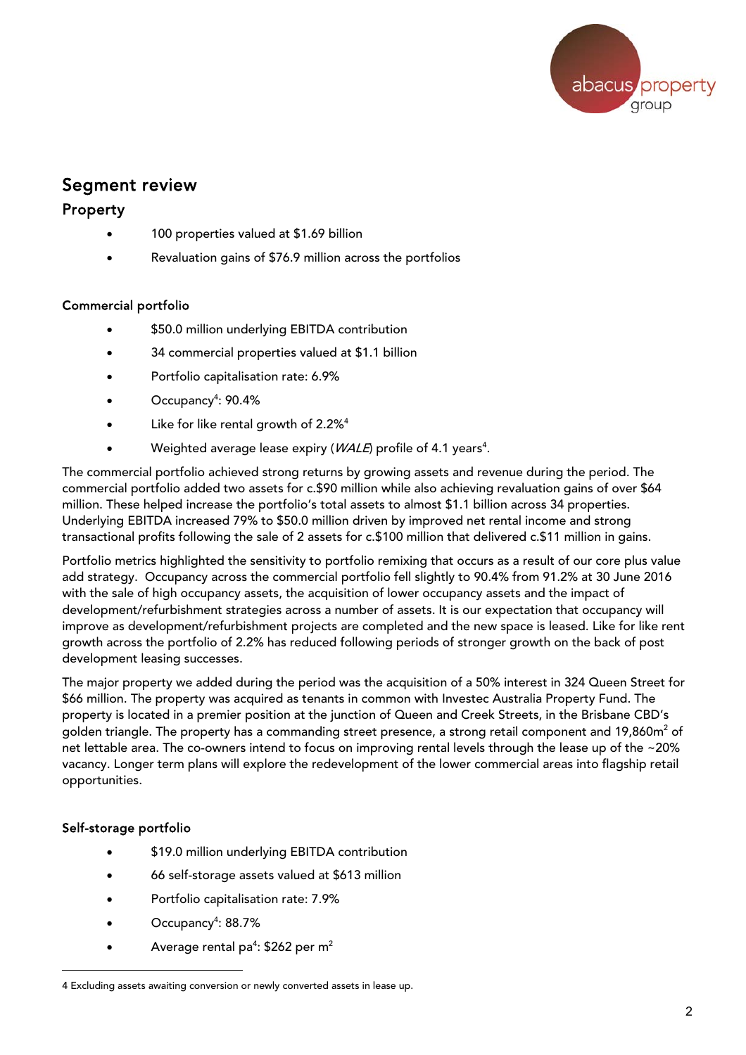## Segment review

### Property

- 100 properties valued at $1.69 billion
- Revaluation gains of $76.9 million across the portfolios

#### Commercial portfolio

- $50.0 million underlying EBITDA contribution
- 34 commercial properties valued at $1.1 billion
- Portfolio capitalisation rate: 6.9%
- Occupancy[4]: 90.4%
- Like for like rental growth of 2.2%[4]
- Weighted average lease expiry (*WALE*) profile of 4.1 years[4].

The commercial portfolio achieved strong returns by growing assets and revenue during the period. The commercial portfolio added two assets for c.$90 million while also achieving revaluation gains of over $64 million. These helped increase the portfolio's total assets to almost $1.1 billion across 34 properties. Underlying EBITDA increased 79% to $50.0 million driven by improved net rental income and strong transactional profits following the sale of 2 assets for c.$100 million that delivered c.$11 million in gains.

Portfolio metrics highlighted the sensitivity to portfolio remixing that occurs as a result of our core plus value add strategy. Occupancy across the commercial portfolio fell slightly to 90.4% from 91.2% at 30 June 2016 with the sale of high occupancy assets, the acquisition of lower occupancy assets and the impact of development/refurbishment strategies across a number of assets. It is our expectation that occupancy will improve as development/refurbishment projects are completed and the new space is leased. Like for like rent growth across the portfolio of 2.2% has reduced following periods of stronger growth on the back of post development leasing successes.

The major property we added during the period was the acquisition of a 50% interest in 324 Queen Street for $66 million. The property was acquired as tenants in common with Investec Australia Property Fund. The property is located in a premier position at the junction of Queen and Creek Streets, in the Brisbane CBD's golden triangle. The property has a commanding street presence, a strong retail component and 19,860m$^2$ of net lettable area. The co-owners intend to focus on improving rental levels through the lease up of the ~20% vacancy. Longer term plans will explore the redevelopment of the lower commercial areas into flagship retail opportunities.

#### Self-storage portfolio

- $19.0 million underlying EBITDA contribution
- 66 self-storage assets valued at $613 million
- Portfolio capitalisation rate: 7.9%
- Occupancy[4]: 88.7%
- Average rental pa[4]: $262 per m$^2$

---

4 Excluding assets awaiting conversion or newly converted assets in lease up.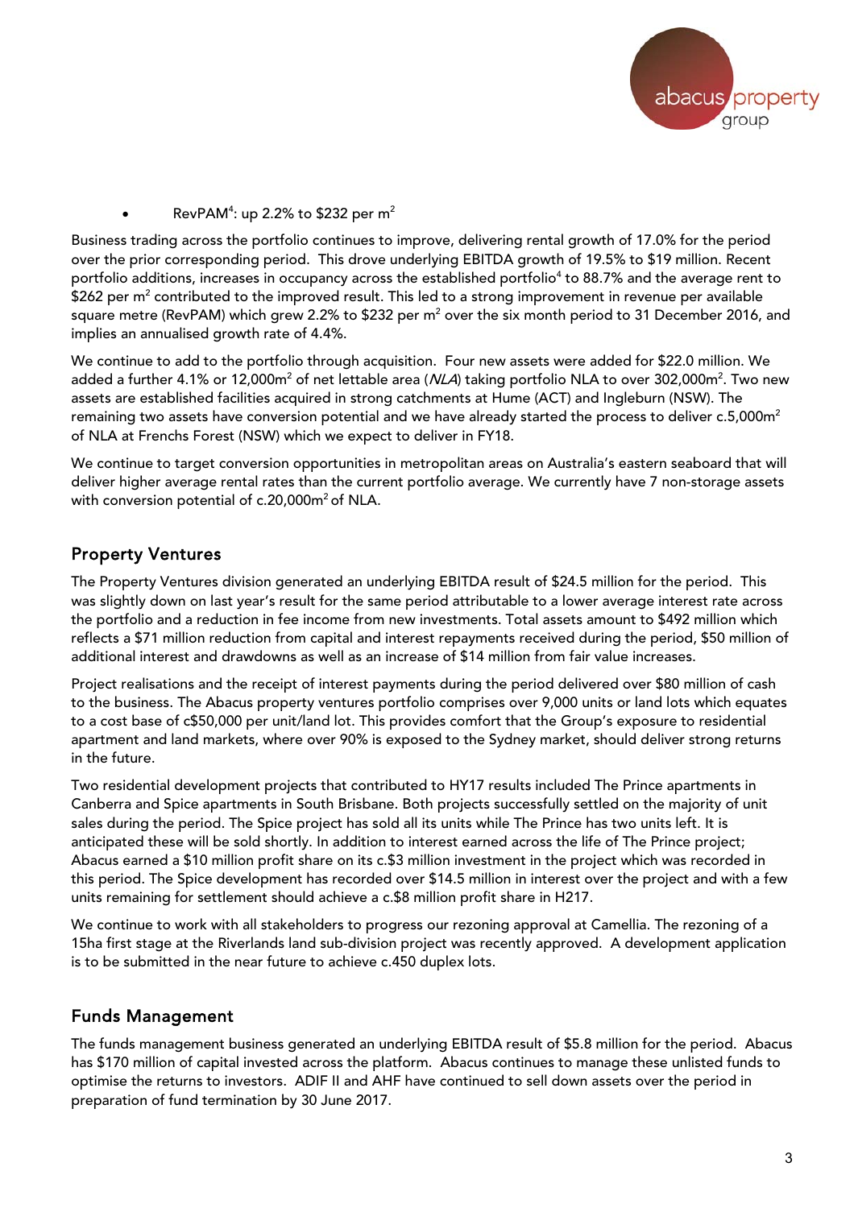- RevPAM[4]: up 2.2% to \$232 per $m^2$

Business trading across the portfolio continues to improve, delivering rental growth of 17.0% for the period over the prior corresponding period. This drove underlying EBITDA growth of 19.5% to \$19 million. Recent portfolio additions, increases in occupancy across the established portfolio[4] to 88.7% and the average rent to \$262 per $m^2$ contributed to the improved result. This led to a strong improvement in revenue per available square metre (RevPAM) which grew 2.2% to \$232 per $m^2$ over the six month period to 31 December 2016, and implies an annualised growth rate of 4.4%.

We continue to add to the portfolio through acquisition. Four new assets were added for \$22.0 million. We added a further 4.1% or 12,000$m^2$ of net lettable area (*NLA*) taking portfolio NLA to over 302,000$m^2$. Two new assets are established facilities acquired in strong catchments at Hume (ACT) and Ingleburn (NSW). The remaining two assets have conversion potential and we have already started the process to deliver c.5,000$m^2$ of NLA at Frenchs Forest (NSW) which we expect to deliver in FY18.

We continue to target conversion opportunities in metropolitan areas on Australia's eastern seaboard that will deliver higher average rental rates than the current portfolio average. We currently have 7 non-storage assets with conversion potential of c.20,000$m^2$ of NLA.

## Property Ventures

The Property Ventures division generated an underlying EBITDA result of \$24.5 million for the period. This was slightly down on last year's result for the same period attributable to a lower average interest rate across the portfolio and a reduction in fee income from new investments. Total assets amount to \$492 million which reflects a \$71 million reduction from capital and interest repayments received during the period, \$50 million of additional interest and drawdowns as well as an increase of \$14 million from fair value increases.

Project realisations and the receipt of interest payments during the period delivered over \$80 million of cash to the business. The Abacus property ventures portfolio comprises over 9,000 units or land lots which equates to a cost base of c\$50,000 per unit/land lot. This provides comfort that the Group's exposure to residential apartment and land markets, where over 90% is exposed to the Sydney market, should deliver strong returns in the future.

Two residential development projects that contributed to HY17 results included The Prince apartments in Canberra and Spice apartments in South Brisbane. Both projects successfully settled on the majority of unit sales during the period. The Spice project has sold all its units while The Prince has two units left. It is anticipated these will be sold shortly. In addition to interest earned across the life of The Prince project; Abacus earned a \$10 million profit share on its c.\$3 million investment in the project which was recorded in this period. The Spice development has recorded over \$14.5 million in interest over the project and with a few units remaining for settlement should achieve a c.\$8 million profit share in H217.

We continue to work with all stakeholders to progress our rezoning approval at Camellia. The rezoning of a 15ha first stage at the Riverlands land sub-division project was recently approved. A development application is to be submitted in the near future to achieve c.450 duplex lots.

## Funds Management

The funds management business generated an underlying EBITDA result of \$5.8 million for the period. Abacus has \$170 million of capital invested across the platform. Abacus continues to manage these unlisted funds to optimise the returns to investors. ADIF II and AHF have continued to sell down assets over the period in preparation of fund termination by 30 June 2017.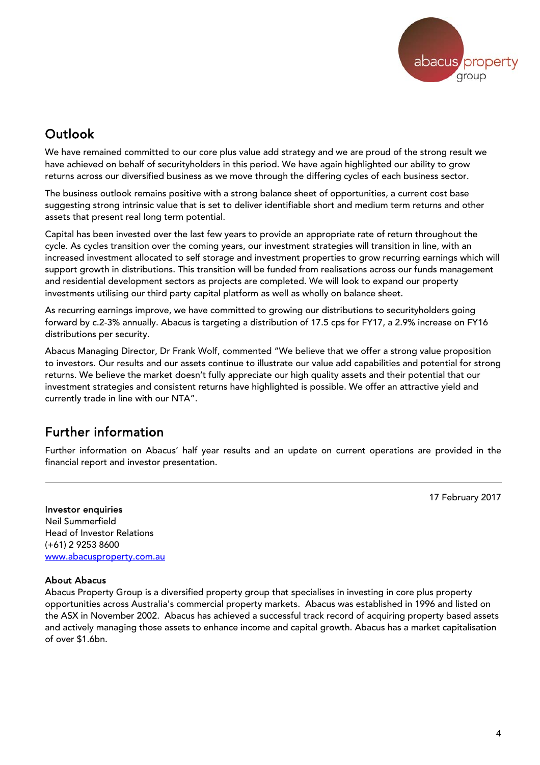## Outlook

We have remained committed to our core plus value add strategy and we are proud of the strong result we have achieved on behalf of securityholders in this period. We have again highlighted our ability to grow returns across our diversified business as we move through the differing cycles of each business sector.

The business outlook remains positive with a strong balance sheet of opportunities, a current cost base suggesting strong intrinsic value that is set to deliver identifiable short and medium term returns and other assets that present real long term potential.

Capital has been invested over the last few years to provide an appropriate rate of return throughout the cycle. As cycles transition over the coming years, our investment strategies will transition in line, with an increased investment allocated to self storage and investment properties to grow recurring earnings which will support growth in distributions. This transition will be funded from realisations across our funds management and residential development sectors as projects are completed. We will look to expand our property investments utilising our third party capital platform as well as wholly on balance sheet.

As recurring earnings improve, we have committed to growing our distributions to securityholders going forward by c.2-3% annually. Abacus is targeting a distribution of 17.5 cps for FY17, a 2.9% increase on FY16 distributions per security.

Abacus Managing Director, Dr Frank Wolf, commented "We believe that we offer a strong value proposition to investors. Our results and our assets continue to illustrate our value add capabilities and potential for strong returns. We believe the market doesn't fully appreciate our high quality assets and their potential that our investment strategies and consistent returns have highlighted is possible. We offer an attractive yield and currently trade in line with our NTA".

## Further information

Further information on Abacus' half year results and an update on current operations are provided in the financial report and investor presentation.

---

17 February 2017

**Investor enquiries**
Neil Summerfield
Head of Investor Relations
(+61) 2 9253 8600
www.abacusproperty.com.au

**About Abacus**
Abacus Property Group is a diversified property group that specialises in investing in core plus property opportunities across Australia's commercial property markets. Abacus was established in 1996 and listed on the ASX in November 2002. Abacus has achieved a successful track record of acquiring property based assets and actively managing those assets to enhance income and capital growth. Abacus has a market capitalisation of over $1.6bn.